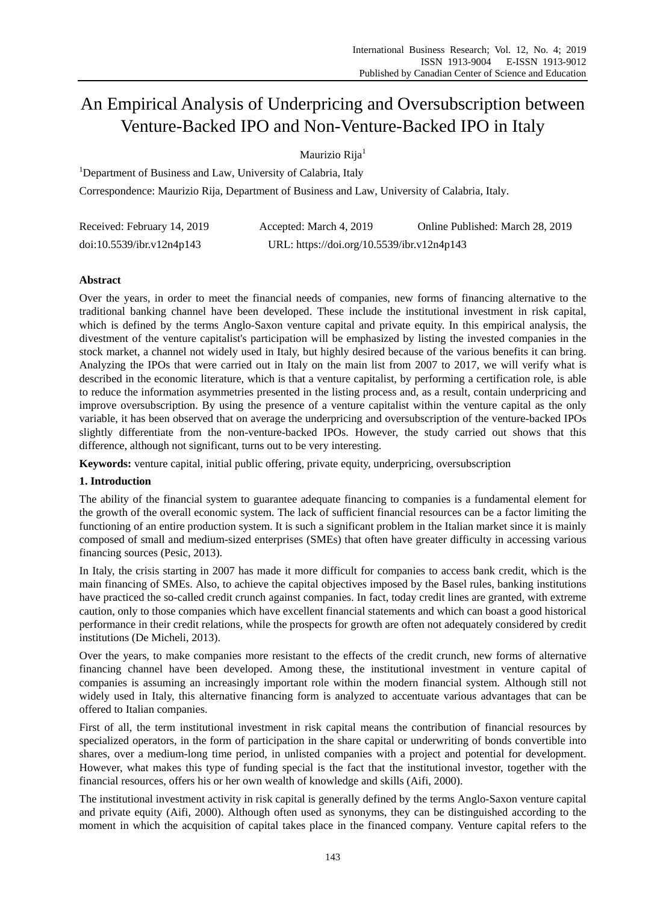# An Empirical Analysis of Underpricing and Oversubscription between Venture-Backed IPO and Non-Venture-Backed IPO in Italy

Maurizio Rija[1]

[1]Department of Business and Law, University of Calabria, Italy

Correspondence: Maurizio Rija, Department of Business and Law, University of Calabria, Italy.

Received: February 14, 2019 Accepted: March 4, 2019 Online Published: March 28, 2019

doi:10.5539/ibr.v12n4p143 URL: https://doi.org/10.5539/ibr.v12n4p143

## Abstract

Over the years, in order to meet the financial needs of companies, new forms of financing alternative to the traditional banking channel have been developed. These include the institutional investment in risk capital, which is defined by the terms Anglo-Saxon venture capital and private equity. In this empirical analysis, the divestment of the venture capitalist's participation will be emphasized by listing the invested companies in the stock market, a channel not widely used in Italy, but highly desired because of the various benefits it can bring. Analyzing the IPOs that were carried out in Italy on the main list from 2007 to 2017, we will verify what is described in the economic literature, which is that a venture capitalist, by performing a certification role, is able to reduce the information asymmetries presented in the listing process and, as a result, contain underpricing and improve oversubscription. By using the presence of a venture capitalist within the venture capital as the only variable, it has been observed that on average the underpricing and oversubscription of the venture-backed IPOs slightly differentiate from the non-venture-backed IPOs. However, the study carried out shows that this difference, although not significant, turns out to be very interesting.

**Keywords:** venture capital, initial public offering, private equity, underpricing, oversubscription

## 1. Introduction

The ability of the financial system to guarantee adequate financing to companies is a fundamental element for the growth of the overall economic system. The lack of sufficient financial resources can be a factor limiting the functioning of an entire production system. It is such a significant problem in the Italian market since it is mainly composed of small and medium-sized enterprises (SMEs) that often have greater difficulty in accessing various financing sources (Pesic, 2013).

In Italy, the crisis starting in 2007 has made it more difficult for companies to access bank credit, which is the main financing of SMEs. Also, to achieve the capital objectives imposed by the Basel rules, banking institutions have practiced the so-called credit crunch against companies. In fact, today credit lines are granted, with extreme caution, only to those companies which have excellent financial statements and which can boast a good historical performance in their credit relations, while the prospects for growth are often not adequately considered by credit institutions (De Micheli, 2013).

Over the years, to make companies more resistant to the effects of the credit crunch, new forms of alternative financing channel have been developed. Among these, the institutional investment in venture capital of companies is assuming an increasingly important role within the modern financial system. Although still not widely used in Italy, this alternative financing form is analyzed to accentuate various advantages that can be offered to Italian companies.

First of all, the term institutional investment in risk capital means the contribution of financial resources by specialized operators, in the form of participation in the share capital or underwriting of bonds convertible into shares, over a medium-long time period, in unlisted companies with a project and potential for development. However, what makes this type of funding special is the fact that the institutional investor, together with the financial resources, offers his or her own wealth of knowledge and skills (Aifi, 2000).

The institutional investment activity in risk capital is generally defined by the terms Anglo-Saxon venture capital and private equity (Aifi, 2000). Although often used as synonyms, they can be distinguished according to the moment in which the acquisition of capital takes place in the financed company. Venture capital refers to the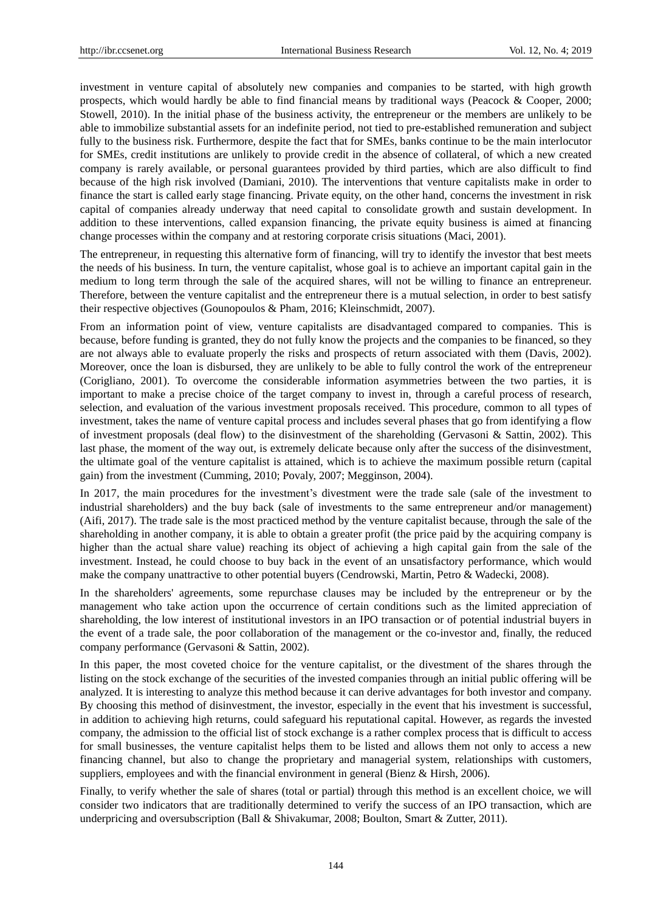investment in venture capital of absolutely new companies and companies to be started, with high growth prospects, which would hardly be able to find financial means by traditional ways (Peacock & Cooper, 2000; Stowell, 2010). In the initial phase of the business activity, the entrepreneur or the members are unlikely to be able to immobilize substantial assets for an indefinite period, not tied to pre-established remuneration and subject fully to the business risk. Furthermore, despite the fact that for SMEs, banks continue to be the main interlocutor for SMEs, credit institutions are unlikely to provide credit in the absence of collateral, of which a new created company is rarely available, or personal guarantees provided by third parties, which are also difficult to find because of the high risk involved (Damiani, 2010). The interventions that venture capitalists make in order to finance the start is called early stage financing. Private equity, on the other hand, concerns the investment in risk capital of companies already underway that need capital to consolidate growth and sustain development. In addition to these interventions, called expansion financing, the private equity business is aimed at financing change processes within the company and at restoring corporate crisis situations (Maci, 2001).

The entrepreneur, in requesting this alternative form of financing, will try to identify the investor that best meets the needs of his business. In turn, the venture capitalist, whose goal is to achieve an important capital gain in the medium to long term through the sale of the acquired shares, will not be willing to finance an entrepreneur. Therefore, between the venture capitalist and the entrepreneur there is a mutual selection, in order to best satisfy their respective objectives (Gounopoulos & Pham, 2016; Kleinschmidt, 2007).

From an information point of view, venture capitalists are disadvantaged compared to companies. This is because, before funding is granted, they do not fully know the projects and the companies to be financed, so they are not always able to evaluate properly the risks and prospects of return associated with them (Davis, 2002). Moreover, once the loan is disbursed, they are unlikely to be able to fully control the work of the entrepreneur (Corigliano, 2001). To overcome the considerable information asymmetries between the two parties, it is important to make a precise choice of the target company to invest in, through a careful process of research, selection, and evaluation of the various investment proposals received. This procedure, common to all types of investment, takes the name of venture capital process and includes several phases that go from identifying a flow of investment proposals (deal flow) to the disinvestment of the shareholding (Gervasoni & Sattin, 2002). This last phase, the moment of the way out, is extremely delicate because only after the success of the disinvestment, the ultimate goal of the venture capitalist is attained, which is to achieve the maximum possible return (capital gain) from the investment (Cumming, 2010; Povaly, 2007; Megginson, 2004).

In 2017, the main procedures for the investment's divestment were the trade sale (sale of the investment to industrial shareholders) and the buy back (sale of investments to the same entrepreneur and/or management) (Aifi, 2017). The trade sale is the most practiced method by the venture capitalist because, through the sale of the shareholding in another company, it is able to obtain a greater profit (the price paid by the acquiring company is higher than the actual share value) reaching its object of achieving a high capital gain from the sale of the investment. Instead, he could choose to buy back in the event of an unsatisfactory performance, which would make the company unattractive to other potential buyers (Cendrowski, Martin, Petro & Wadecki, 2008).

In the shareholders' agreements, some repurchase clauses may be included by the entrepreneur or by the management who take action upon the occurrence of certain conditions such as the limited appreciation of shareholding, the low interest of institutional investors in an IPO transaction or of potential industrial buyers in the event of a trade sale, the poor collaboration of the management or the co-investor and, finally, the reduced company performance (Gervasoni & Sattin, 2002).

In this paper, the most coveted choice for the venture capitalist, or the divestment of the shares through the listing on the stock exchange of the securities of the invested companies through an initial public offering will be analyzed. It is interesting to analyze this method because it can derive advantages for both investor and company. By choosing this method of disinvestment, the investor, especially in the event that his investment is successful, in addition to achieving high returns, could safeguard his reputational capital. However, as regards the invested company, the admission to the official list of stock exchange is a rather complex process that is difficult to access for small businesses, the venture capitalist helps them to be listed and allows them not only to access a new financing channel, but also to change the proprietary and managerial system, relationships with customers, suppliers, employees and with the financial environment in general (Bienz & Hirsh, 2006).

Finally, to verify whether the sale of shares (total or partial) through this method is an excellent choice, we will consider two indicators that are traditionally determined to verify the success of an IPO transaction, which are underpricing and oversubscription (Ball & Shivakumar, 2008; Boulton, Smart & Zutter, 2011).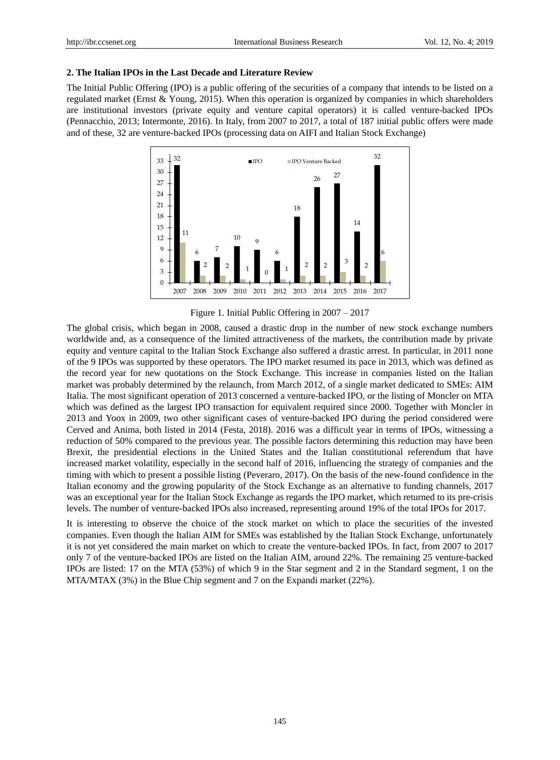## 2. The Italian IPOs in the Last Decade and Literature Review

The Initial Public Offering (IPO) is a public offering of the securities of a company that intends to be listed on a regulated market (Ernst & Young, 2015). When this operation is organized by companies in which shareholders are institutional investors (private equity and venture capital operators) it is called venture-backed IPOs (Pennacchio, 2013; Intermonte, 2016). In Italy, from 2007 to 2017, a total of 187 initial public offers were made and of these, 32 are venture-backed IPOs (processing data on AIFI and Italian Stock Exchange)

| Year | IPO | IPO Venture Backed |
|---|---|---|
| 2007 | 32 | 11 |
| 2008 | 6 | 2 |
| 2009 | 7 | 2 |
| 2010 | 10 | 1 |
| 2011 | 9 | 0 |
| 2012 | 6 | 1 |
| 2013 | 18 | 2 |
| 2014 | 26 | 2 |
| 2015 | 27 | 3 |
| 2016 | 14 | 2 |
| 2017 | 32 | 6 |

Figure 1. Initial Public Offering in 2007 – 2017

The global crisis, which began in 2008, caused a drastic drop in the number of new stock exchange numbers worldwide and, as a consequence of the limited attractiveness of the markets, the contribution made by private equity and venture capital to the Italian Stock Exchange also suffered a drastic arrest. In particular, in 2011 none of the 9 IPOs was supported by these operators. The IPO market resumed its pace in 2013, which was defined as the record year for new quotations on the Stock Exchange. This increase in companies listed on the Italian market was probably determined by the relaunch, from March 2012, of a single market dedicated to SMEs: AIM Italia. The most significant operation of 2013 concerned a venture-backed IPO, or the listing of Moncler on MTA which was defined as the largest IPO transaction for equivalent required since 2000. Together with Moncler in 2013 and Yoox in 2009, two other significant cases of venture-backed IPO during the period considered were Cerved and Anima, both listed in 2014 (Festa, 2018). 2016 was a difficult year in terms of IPOs, witnessing a reduction of 50% compared to the previous year. The possible factors determining this reduction may have been Brexit, the presidential elections in the United States and the Italian constitutional referendum that have increased market volatility, especially in the second half of 2016, influencing the strategy of companies and the timing with which to present a possible listing (Peveraro, 2017). On the basis of the new-found confidence in the Italian economy and the growing popularity of the Stock Exchange as an alternative to funding channels, 2017 was an exceptional year for the Italian Stock Exchange as regards the IPO market, which returned to its pre-crisis levels. The number of venture-backed IPOs also increased, representing around 19% of the total IPOs for 2017.

It is interesting to observe the choice of the stock market on which to place the securities of the invested companies. Even though the Italian AIM for SMEs was established by the Italian Stock Exchange, unfortunately it is not yet considered the main market on which to create the venture-backed IPOs. In fact, from 2007 to 2017 only 7 of the venture-backed IPOs are listed on the Italian AIM, around 22%. The remaining 25 venture-backed IPOs are listed: 17 on the MTA (53%) of which 9 in the Star segment and 2 in the Standard segment, 1 on the MTA/MTAX (3%) in the Blue Chip segment and 7 on the Expandi market (22%).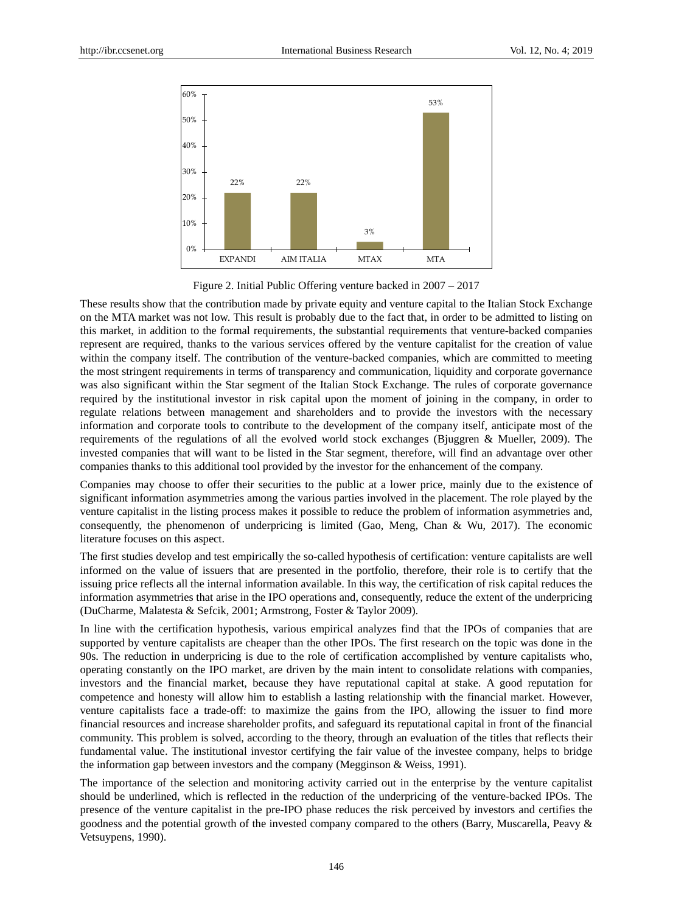Figure 2. Initial Public Offering venture backed in 2007 – 2017

These results show that the contribution made by private equity and venture capital to the Italian Stock Exchange on the MTA market was not low. This result is probably due to the fact that, in order to be admitted to listing on this market, in addition to the formal requirements, the substantial requirements that venture-backed companies represent are required, thanks to the various services offered by the venture capitalist for the creation of value within the company itself. The contribution of the venture-backed companies, which are committed to meeting the most stringent requirements in terms of transparency and communication, liquidity and corporate governance was also significant within the Star segment of the Italian Stock Exchange. The rules of corporate governance required by the institutional investor in risk capital upon the moment of joining in the company, in order to regulate relations between management and shareholders and to provide the investors with the necessary information and corporate tools to contribute to the development of the company itself, anticipate most of the requirements of the regulations of all the evolved world stock exchanges (Bjuggren & Mueller, 2009). The invested companies that will want to be listed in the Star segment, therefore, will find an advantage over other companies thanks to this additional tool provided by the investor for the enhancement of the company.

Companies may choose to offer their securities to the public at a lower price, mainly due to the existence of significant information asymmetries among the various parties involved in the placement. The role played by the venture capitalist in the listing process makes it possible to reduce the problem of information asymmetries and, consequently, the phenomenon of underpricing is limited (Gao, Meng, Chan & Wu, 2017). The economic literature focuses on this aspect.

The first studies develop and test empirically the so-called hypothesis of certification: venture capitalists are well informed on the value of issuers that are presented in the portfolio, therefore, their role is to certify that the issuing price reflects all the internal information available. In this way, the certification of risk capital reduces the information asymmetries that arise in the IPO operations and, consequently, reduce the extent of the underpricing (DuCharme, Malatesta & Sefcik, 2001; Armstrong, Foster & Taylor 2009).

In line with the certification hypothesis, various empirical analyzes find that the IPOs of companies that are supported by venture capitalists are cheaper than the other IPOs. The first research on the topic was done in the 90s. The reduction in underpricing is due to the role of certification accomplished by venture capitalists who, operating constantly on the IPO market, are driven by the main intent to consolidate relations with companies, investors and the financial market, because they have reputational capital at stake. A good reputation for competence and honesty will allow him to establish a lasting relationship with the financial market. However, venture capitalists face a trade-off: to maximize the gains from the IPO, allowing the issuer to find more financial resources and increase shareholder profits, and safeguard its reputational capital in front of the financial community. This problem is solved, according to the theory, through an evaluation of the titles that reflects their fundamental value. The institutional investor certifying the fair value of the investee company, helps to bridge the information gap between investors and the company (Megginson & Weiss, 1991).

The importance of the selection and monitoring activity carried out in the enterprise by the venture capitalist should be underlined, which is reflected in the reduction of the underpricing of the venture-backed IPOs. The presence of the venture capitalist in the pre-IPO phase reduces the risk perceived by investors and certifies the goodness and the potential growth of the invested company compared to the others (Barry, Muscarella, Peavy & Vetsuypens, 1990).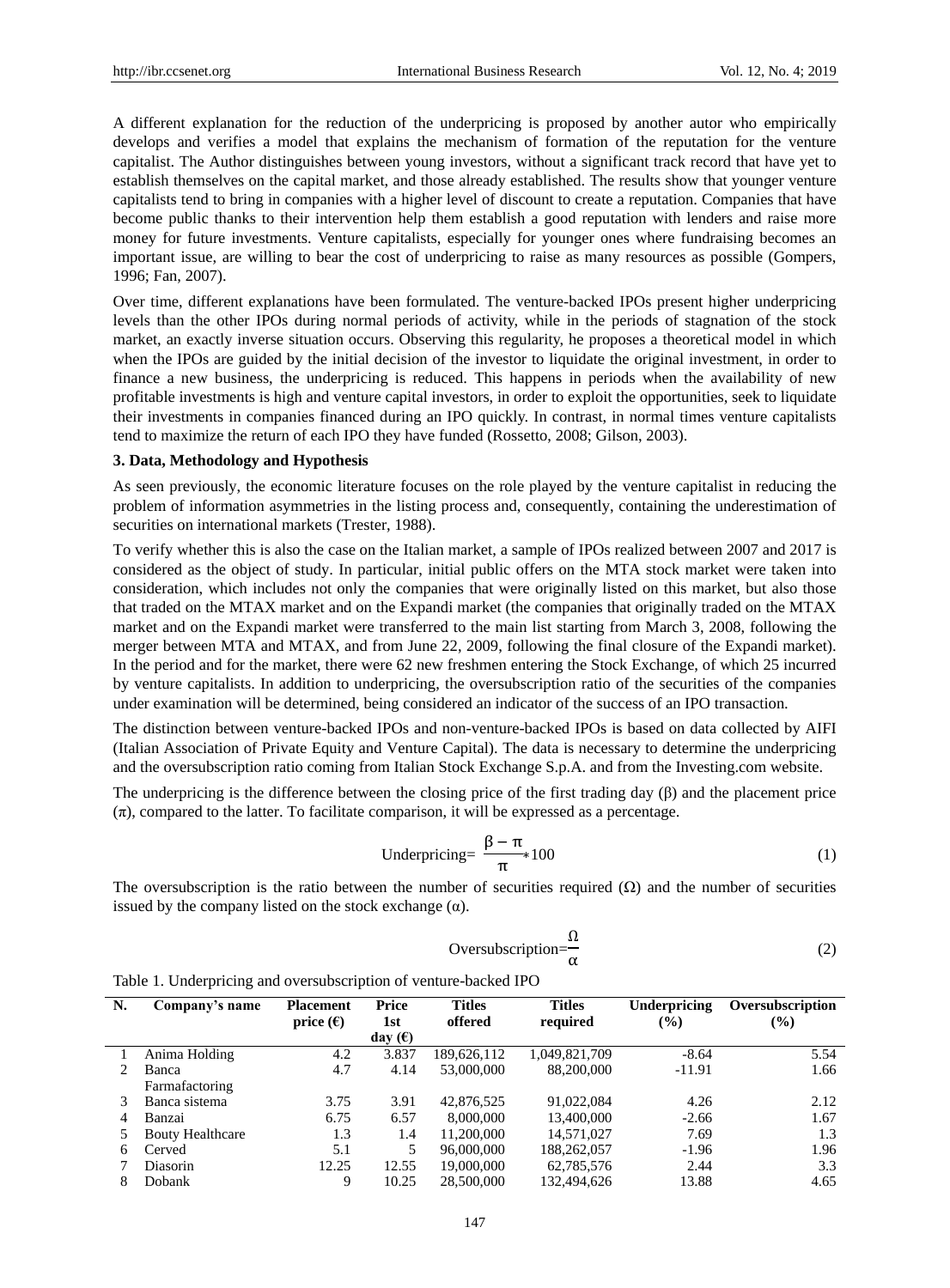A different explanation for the reduction of the underpricing is proposed by another autor who empirically develops and verifies a model that explains the mechanism of formation of the reputation for the venture capitalist. The Author distinguishes between young investors, without a significant track record that have yet to establish themselves on the capital market, and those already established. The results show that younger venture capitalists tend to bring in companies with a higher level of discount to create a reputation. Companies that have become public thanks to their intervention help them establish a good reputation with lenders and raise more money for future investments. Venture capitalists, especially for younger ones where fundraising becomes an important issue, are willing to bear the cost of underpricing to raise as many resources as possible (Gompers, 1996; Fan, 2007).

Over time, different explanations have been formulated. The venture-backed IPOs present higher underpricing levels than the other IPOs during normal periods of activity, while in the periods of stagnation of the stock market, an exactly inverse situation occurs. Observing this regularity, he proposes a theoretical model in which when the IPOs are guided by the initial decision of the investor to liquidate the original investment, in order to finance a new business, the underpricing is reduced. This happens in periods when the availability of new profitable investments is high and venture capital investors, in order to exploit the opportunities, seek to liquidate their investments in companies financed during an IPO quickly. In contrast, in normal times venture capitalists tend to maximize the return of each IPO they have funded (Rossetto, 2008; Gilson, 2003).

### 3. Data, Methodology and Hypothesis

As seen previously, the economic literature focuses on the role played by the venture capitalist in reducing the problem of information asymmetries in the listing process and, consequently, containing the underestimation of securities on international markets (Trester, 1988).

To verify whether this is also the case on the Italian market, a sample of IPOs realized between 2007 and 2017 is considered as the object of study. In particular, initial public offers on the MTA stock market were taken into consideration, which includes not only the companies that were originally listed on this market, but also those that traded on the MTAX market and on the Expandi market (the companies that originally traded on the MTAX market and on the Expandi market were transferred to the main list starting from March 3, 2008, following the merger between MTA and MTAX, and from June 22, 2009, following the final closure of the Expandi market). In the period and for the market, there were 62 new freshmen entering the Stock Exchange, of which 25 incurred by venture capitalists. In addition to underpricing, the oversubscription ratio of the securities of the companies under examination will be determined, being considered an indicator of the success of an IPO transaction.

The distinction between venture-backed IPOs and non-venture-backed IPOs is based on data collected by AIFI (Italian Association of Private Equity and Venture Capital). The data is necessary to determine the underpricing and the oversubscription ratio coming from Italian Stock Exchange S.p.A. and from the Investing.com website.

The underpricing is the difference between the closing price of the first trading day ($\beta$) and the placement price ($\pi$), compared to the latter. To facilitate comparison, it will be expressed as a percentage.

$$\text{Underpricing} = \frac{\beta - \pi}{\pi} * 100 \tag{1}$$

The oversubscription is the ratio between the number of securities required ($\Omega$) and the number of securities issued by the company listed on the stock exchange ($\alpha$).

$$\text{Oversubscription} = \frac{\Omega}{\alpha} \tag{2}$$

Table 1. Underpricing and oversubscription of venture-backed IPO

| N. | Company's name | Placement price (€) | Price 1st day (€) | Titles offered | Titles required | Underpricing (%) | Oversubscription (%) |
|---|---|---|---|---|---|---|---|
| 1 | Anima Holding | 4.2 | 3.837 | 189,626,112 | 1,049,821,709 | -8.64 | 5.54 |
| 2 | Banca Farmafactoring | 4.7 | 4.14 | 53,000,000 | 88,200,000 | -11.91 | 1.66 |
| 3 | Banca sistema | 3.75 | 3.91 | 42,876,525 | 91,022,084 | 4.26 | 2.12 |
| 4 | Banzai | 6.75 | 6.57 | 8,000,000 | 13,400,000 | -2.66 | 1.67 |
| 5 | Bouty Healthcare | 1.3 | 1.4 | 11,200,000 | 14,571,027 | 7.69 | 1.3 |
| 6 | Cerved | 5.1 | 5 | 96,000,000 | 188,262,057 | -1.96 | 1.96 |
| 7 | Diasorin | 12.25 | 12.55 | 19,000,000 | 62,785,576 | 2.44 | 3.3 |
| 8 | Dobank | 9 | 10.25 | 28,500,000 | 132,494,626 | 13.88 | 4.65 |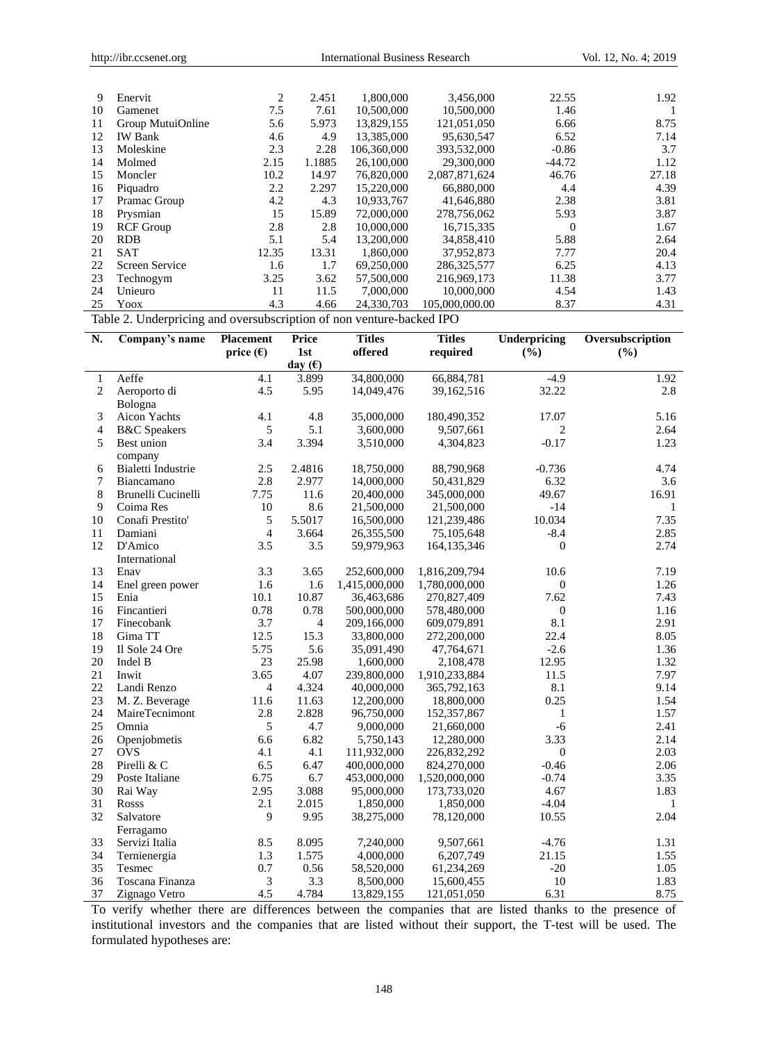| 9 | Enervit | 2 | 2.451 | 1,800,000 | 3,456,000 | 22.55 | 1.92 |
|---|---|---|---|---|---|---|---|
| 10 | Gamenet | 7.5 | 7.61 | 10,500,000 | 10,500,000 | 1.46 | 1 |
| 11 | Group MutuiOnline | 5.6 | 5.973 | 13,829,155 | 121,051,050 | 6.66 | 8.75 |
| 12 | IW Bank | 4.6 | 4.9 | 13,385,000 | 95,630,547 | 6.52 | 7.14 |
| 13 | Moleskine | 2.3 | 2.28 | 106,360,000 | 393,532,000 | -0.86 | 3.7 |
| 14 | Molmed | 2.15 | 1.1885 | 26,100,000 | 29,300,000 | -44.72 | 1.12 |
| 15 | Moncler | 10.2 | 14.97 | 76,820,000 | 2,087,871,624 | 46.76 | 27.18 |
| 16 | Piquadro | 2.2 | 2.297 | 15,220,000 | 66,880,000 | 4.4 | 4.39 |
| 17 | Pramac Group | 4.2 | 4.3 | 10,933,767 | 41,646,880 | 2.38 | 3.81 |
| 18 | Prysmian | 15 | 15.89 | 72,000,000 | 278,756,062 | 5.93 | 3.87 |
| 19 | RCF Group | 2.8 | 2.8 | 10,000,000 | 16,715,335 | 0 | 1.67 |
| 20 | RDB | 5.1 | 5.4 | 13,200,000 | 34,858,410 | 5.88 | 2.64 |
| 21 | SAT | 12.35 | 13.31 | 1,860,000 | 37,952,873 | 7.77 | 20.4 |
| 22 | Screen Service | 1.6 | 1.7 | 69,250,000 | 286,325,577 | 6.25 | 4.13 |
| 23 | Technogym | 3.25 | 3.62 | 57,500,000 | 216,969,173 | 11.38 | 3.77 |
| 24 | Unieuro | 11 | 11.5 | 7,000,000 | 10,000,000 | 4.54 | 1.43 |
| 25 | Yoox | 4.3 | 4.66 | 24,330,703 | 105,000,000.00 | 8.37 | 4.31 |

Table 2. Underpricing and oversubscription of non venture-backed IPO

| N. | Company's name | Placement price (€) | Price 1st day (€) | Titles offered | Titles required | Underpricing (%) | Oversubscription (%) |
|---|---|---|---|---|---|---|---|
| 1 | Aeffe | 4.1 | 3.899 | 34,800,000 | 66,884,781 | -4.9 | 1.92 |
| 2 | Aeroporto di Bologna | 4.5 | 5.95 | 14,049,476 | 39,162,516 | 32.22 | 2.8 |
| 3 | Aicon Yachts | 4.1 | 4.8 | 35,000,000 | 180,490,352 | 17.07 | 5.16 |
| 4 | B&C Speakers | 5 | 5.1 | 3,600,000 | 9,507,661 | 2 | 2.64 |
| 5 | Best union company | 3.4 | 3.394 | 3,510,000 | 4,304,823 | -0.17 | 1.23 |
| 6 | Bialetti Industrie | 2.5 | 2.4816 | 18,750,000 | 88,790,968 | -0.736 | 4.74 |
| 7 | Biancamano | 2.8 | 2.977 | 14,000,000 | 50,431,829 | 6.32 | 3.6 |
| 8 | Brunelli Cucinelli | 7.75 | 11.6 | 20,400,000 | 345,000,000 | 49.67 | 16.91 |
| 9 | Coima Res | 10 | 8.6 | 21,500,000 | 21,500,000 | -14 | 1 |
| 10 | Conafi Prestito' | 5 | 5.5017 | 16,500,000 | 121,239,486 | 10.034 | 7.35 |
| 11 | Damiani | 4 | 3.664 | 26,355,500 | 75,105,648 | -8.4 | 2.85 |
| 12 | D'Amico International | 3.5 | 3.5 | 59,979,963 | 164,135,346 | 0 | 2.74 |
| 13 | Enav | 3.3 | 3.65 | 252,600,000 | 1,816,209,794 | 10.6 | 7.19 |
| 14 | Enel green power | 1.6 | 1.6 | 1,415,000,000 | 1,780,000,000 | 0 | 1.26 |
| 15 | Enia | 10.1 | 10.87 | 36,463,686 | 270,827,409 | 7.62 | 7.43 |
| 16 | Fincantieri | 0.78 | 0.78 | 500,000,000 | 578,480,000 | 0 | 1.16 |
| 17 | Finecobank | 3.7 | 4 | 209,166,000 | 609,079,891 | 8.1 | 2.91 |
| 18 | Gima TT | 12.5 | 15.3 | 33,800,000 | 272,200,000 | 22.4 | 8.05 |
| 19 | Il Sole 24 Ore | 5.75 | 5.6 | 35,091,490 | 47,764,671 | -2.6 | 1.36 |
| 20 | Indel B | 23 | 25.98 | 1,600,000 | 2,108,478 | 12.95 | 1.32 |
| 21 | Inwit | 3.65 | 4.07 | 239,800,000 | 1,910,233,884 | 11.5 | 7.97 |
| 22 | Landi Renzo | 4 | 4.324 | 40,000,000 | 365,792,163 | 8.1 | 9.14 |
| 23 | M. Z. Beverage | 11.6 | 11.63 | 12,200,000 | 18,800,000 | 0.25 | 1.54 |
| 24 | MaireTecnimont | 2.8 | 2.828 | 96,750,000 | 152,357,867 | 1 | 1.57 |
| 25 | Omnia | 5 | 4.7 | 9,000,000 | 21,660,000 | -6 | 2.41 |
| 26 | Openjobmetis | 6.6 | 6.82 | 5,750,143 | 12,280,000 | 3.33 | 2.14 |
| 27 | OVS | 4.1 | 4.1 | 111,932,000 | 226,832,292 | 0 | 2.03 |
| 28 | Pirelli & C | 6.5 | 6.47 | 400,000,000 | 824,270,000 | -0.46 | 2.06 |
| 29 | Poste Italiane | 6.75 | 6.7 | 453,000,000 | 1,520,000,000 | -0.74 | 3.35 |
| 30 | Rai Way | 2.95 | 3.088 | 95,000,000 | 173,733,020 | 4.67 | 1.83 |
| 31 | Rosss | 2.1 | 2.015 | 1,850,000 | 1,850,000 | -4.04 | 1 |
| 32 | Salvatore Ferragamo | 9 | 9.95 | 38,275,000 | 78,120,000 | 10.55 | 2.04 |
| 33 | Servizi Italia | 8.5 | 8.095 | 7,240,000 | 9,507,661 | -4.76 | 1.31 |
| 34 | Ternienergia | 1.3 | 1.575 | 4,000,000 | 6,207,749 | 21.15 | 1.55 |
| 35 | Tesmec | 0.7 | 0.56 | 58,520,000 | 61,234,269 | -20 | 1.05 |
| 36 | Toscana Finanza | 3 | 3.3 | 8,500,000 | 15,600,455 | 10 | 1.83 |
| 37 | Zignago Vetro | 4.5 | 4.784 | 13,829,155 | 121,051,050 | 6.31 | 8.75 |

To verify whether there are differences between the companies that are listed thanks to the presence of institutional investors and the companies that are listed without their support, the T-test will be used. The formulated hypotheses are: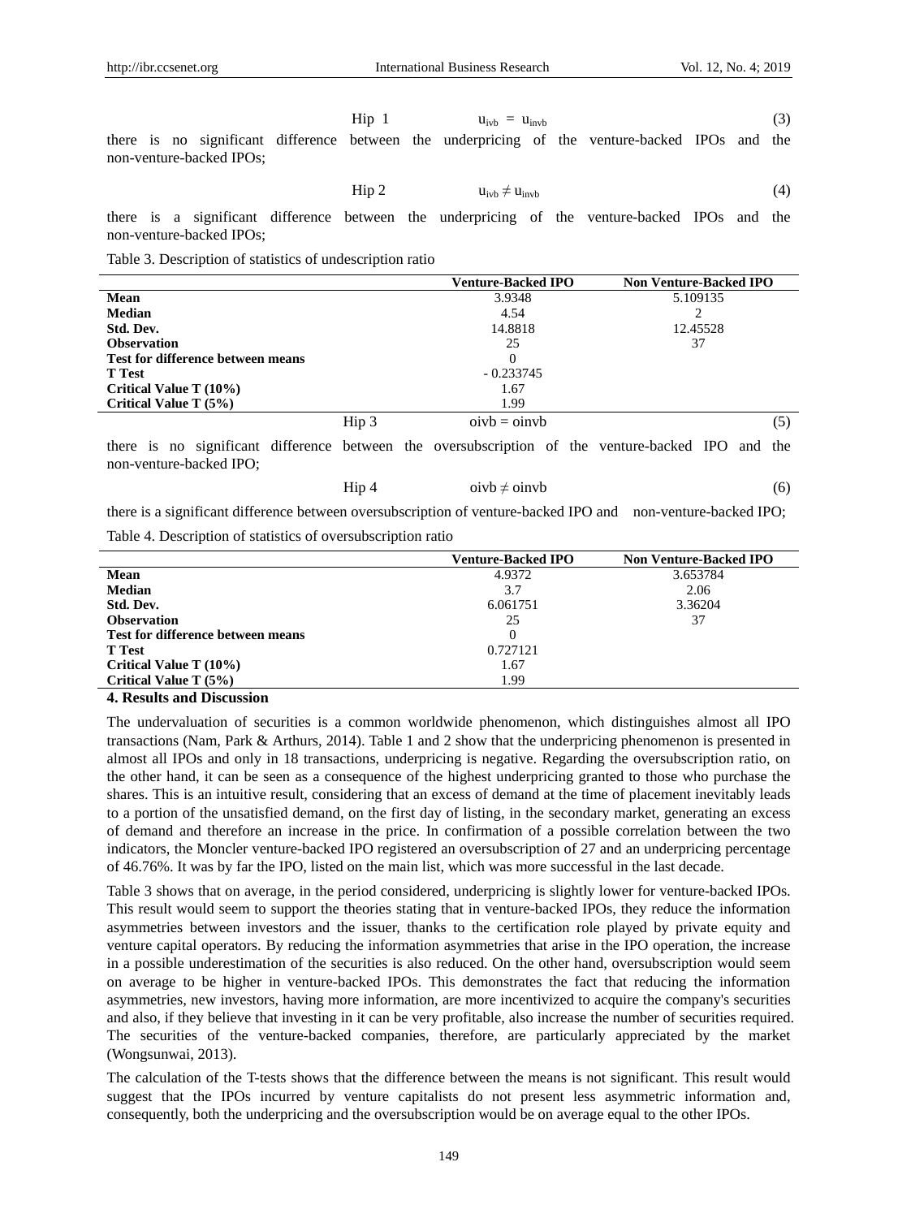$$\text{Hip 1} \qquad u_{ivb} = u_{invb} \tag{3}$$

there is no significant difference between the underpricing of the venture-backed IPOs and the non-venture-backed IPOs;

$$\text{Hip 2} \qquad u_{ivb} \neq u_{invb} \tag{4}$$

there is a significant difference between the underpricing of the venture-backed IPOs and the non-venture-backed IPOs;

Table 3. Description of statistics of undescription ratio

| | Venture-Backed IPO | Non Venture-Backed IPO |
|---|---|---|
| **Mean** | 3.9348 | 5.109135 |
| **Median** | 4.54 | 2 |
| **Std. Dev.** | 14.8818 | 12.45528 |
| **Observation** | 25 | 37 |
| **Test for difference between means** | 0 | |
| **T Test** | - 0.233745 | |
| **Critical Value T (10%)** | 1.67 | |
| **Critical Value T (5%)** | 1.99 | |

$$\text{Hip 3} \qquad oivb = oinvb \tag{5}$$

there is no significant difference between the oversubscription of the venture-backed IPO and the non-venture-backed IPO;

$$\text{Hip 4} \qquad oivb \neq oinvb \tag{6}$$

there is a significant difference between oversubscription of venture-backed IPO and non-venture-backed IPO;

Table 4. Description of statistics of oversubscription ratio

| | Venture-Backed IPO | Non Venture-Backed IPO |
|---|---|---|
| **Mean** | 4.9372 | 3.653784 |
| **Median** | 3.7 | 2.06 |
| **Std. Dev.** | 6.061751 | 3.36204 |
| **Observation** | 25 | 37 |
| **Test for difference between means** | 0 | |
| **T Test** | 0.727121 | |
| **Critical Value T (10%)** | 1.67 | |
| **Critical Value T (5%)** | 1.99 | |

## 4. Results and Discussion

The undervaluation of securities is a common worldwide phenomenon, which distinguishes almost all IPO transactions (Nam, Park & Arthurs, 2014). Table 1 and 2 show that the underpricing phenomenon is presented in almost all IPOs and only in 18 transactions, underpricing is negative. Regarding the oversubscription ratio, on the other hand, it can be seen as a consequence of the highest underpricing granted to those who purchase the shares. This is an intuitive result, considering that an excess of demand at the time of placement inevitably leads to a portion of the unsatisfied demand, on the first day of listing, in the secondary market, generating an excess of demand and therefore an increase in the price. In confirmation of a possible correlation between the two indicators, the Moncler venture-backed IPO registered an oversubscription of 27 and an underpricing percentage of 46.76%. It was by far the IPO, listed on the main list, which was more successful in the last decade.

Table 3 shows that on average, in the period considered, underpricing is slightly lower for venture-backed IPOs. This result would seem to support the theories stating that in venture-backed IPOs, they reduce the information asymmetries between investors and the issuer, thanks to the certification role played by private equity and venture capital operators. By reducing the information asymmetries that arise in the IPO operation, the increase in a possible underestimation of the securities is also reduced. On the other hand, oversubscription would seem on average to be higher in venture-backed IPOs. This demonstrates the fact that reducing the information asymmetries, new investors, having more information, are more incentivized to acquire the company's securities and also, if they believe that investing in it can be very profitable, also increase the number of securities required. The securities of the venture-backed companies, therefore, are particularly appreciated by the market (Wongsunwai, 2013).

The calculation of the T-tests shows that the difference between the means is not significant. This result would suggest that the IPOs incurred by venture capitalists do not present less asymmetric information and, consequently, both the underpricing and the oversubscription would be on average equal to the other IPOs.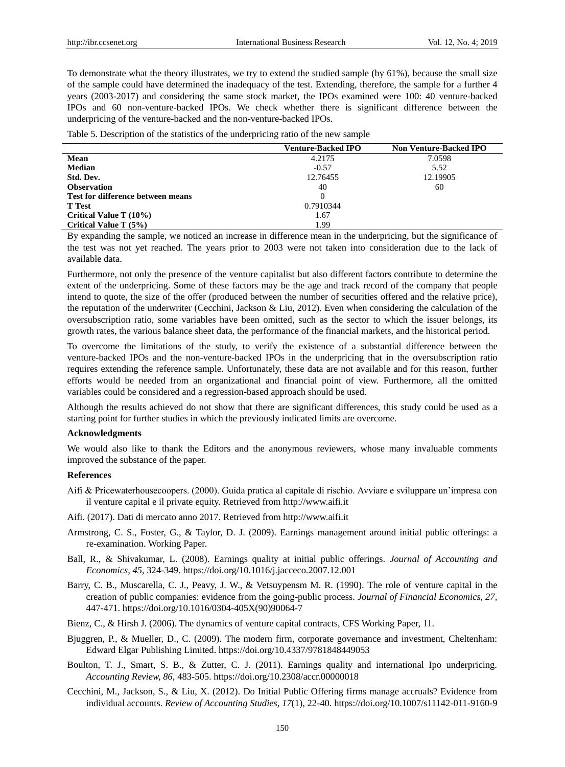To demonstrate what the theory illustrates, we try to extend the studied sample (by 61%), because the small size of the sample could have determined the inadequacy of the test. Extending, therefore, the sample for a further 4 years (2003-2017) and considering the same stock market, the IPOs examined were 100: 40 venture-backed IPOs and 60 non-venture-backed IPOs. We check whether there is significant difference between the underpricing of the venture-backed and the non-venture-backed IPOs.

Table 5. Description of the statistics of the underpricing ratio of the new sample

| | Venture-Backed IPO | Non Venture-Backed IPO |
|---|---|---|
| **Mean** | 4.2175 | 7.0598 |
| **Median** | -0.57 | 5.52 |
| **Std. Dev.** | 12.76455 | 12.19905 |
| **Observation** | 40 | 60 |
| **Test for difference between means** | 0 | |
| **T Test** | 0.7910344 | |
| **Critical Value T (10%)** | 1.67 | |
| **Critical Value T (5%)** | 1.99 | |

By expanding the sample, we noticed an increase in difference mean in the underpricing, but the significance of the test was not yet reached. The years prior to 2003 were not taken into consideration due to the lack of available data.

Furthermore, not only the presence of the venture capitalist but also different factors contribute to determine the extent of the underpricing. Some of these factors may be the age and track record of the company that people intend to quote, the size of the offer (produced between the number of securities offered and the relative price), the reputation of the underwriter (Cecchini, Jackson & Liu, 2012). Even when considering the calculation of the oversubscription ratio, some variables have been omitted, such as the sector to which the issuer belongs, its growth rates, the various balance sheet data, the performance of the financial markets, and the historical period.

To overcome the limitations of the study, to verify the existence of a substantial difference between the venture-backed IPOs and the non-venture-backed IPOs in the underpricing that in the oversubscription ratio requires extending the reference sample. Unfortunately, these data are not available and for this reason, further efforts would be needed from an organizational and financial point of view. Furthermore, all the omitted variables could be considered and a regression-based approach should be used.

Although the results achieved do not show that there are significant differences, this study could be used as a starting point for further studies in which the previously indicated limits are overcome.

### Acknowledgments

We would also like to thank the Editors and the anonymous reviewers, whose many invaluable comments improved the substance of the paper.

### References

Aifi & Pricewaterhousecoopers. (2000). Guida pratica al capitale di rischio. Avviare e sviluppare un'impresa con il venture capital e il private equity. Retrieved from http://www.aifi.it

Aifi. (2017). Dati di mercato anno 2017. Retrieved from http://www.aifi.it

Armstrong, C. S., Foster, G., & Taylor, D. J. (2009). Earnings management around initial public offerings: a re-examination. Working Paper.

Ball, R., & Shivakumar, L. (2008). Earnings quality at initial public offerings. *Journal of Accounting and Economics, 45,* 324-349. https://doi.org/10.1016/j.jacceco.2007.12.001

Barry, C. B., Muscarella, C. J., Peavy, J. W., & Vetsuypensm M. R. (1990). The role of venture capital in the creation of public companies: evidence from the going-public process. *Journal of Financial Economics, 27,* 447-471. https://doi.org/10.1016/0304-405X(90)90064-7

Bienz, C., & Hirsh J. (2006). The dynamics of venture capital contracts, CFS Working Paper, 11.

Bjuggren, P., & Mueller, D., C. (2009). The modern firm, corporate governance and investment, Cheltenham: Edward Elgar Publishing Limited. https://doi.org/10.4337/9781848449053

Boulton, T. J., Smart, S. B., & Zutter, C. J. (2011). Earnings quality and international Ipo underpricing. *Accounting Review, 86,* 483-505. https://doi.org/10.2308/accr.00000018

Cecchini, M., Jackson, S., & Liu, X. (2012). Do Initial Public Offering firms manage accruals? Evidence from individual accounts. *Review of Accounting Studies, 17*(1), 22-40. https://doi.org/10.1007/s11142-011-9160-9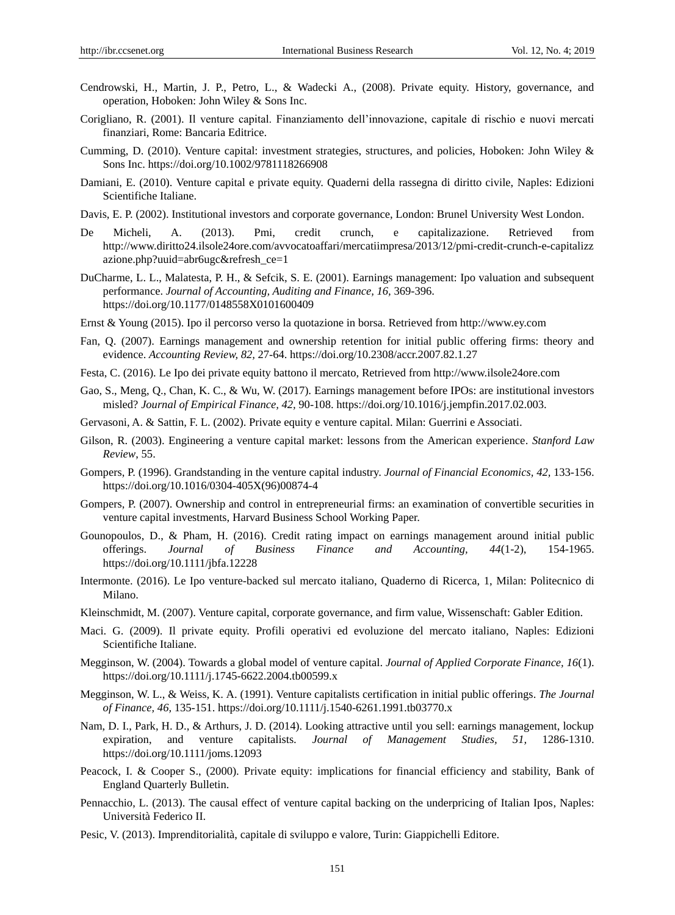Cendrowski, H., Martin, J. P., Petro, L., & Wadecki A., (2008). Private equity. History, governance, and operation, Hoboken: John Wiley & Sons Inc.

Corigliano, R. (2001). Il venture capital. Finanziamento dell'innovazione, capitale di rischio e nuovi mercati finanziari, Rome: Bancaria Editrice.

Cumming, D. (2010). Venture capital: investment strategies, structures, and policies, Hoboken: John Wiley & Sons Inc. https://doi.org/10.1002/9781118266908

Damiani, E. (2010). Venture capital e private equity. Quaderni della rassegna di diritto civile, Naples: Edizioni Scientifiche Italiane.

Davis, E. P. (2002). Institutional investors and corporate governance, London: Brunel University West London.

De Micheli, A. (2013). Pmi, credit crunch, e capitalizzazione. Retrieved from http://www.diritto24.ilsole24ore.com/avvocatoaffari/mercatiimpresa/2013/12/pmi-credit-crunch-e-capitalizzazione.php?uuid=abr6ugc&refresh_ce=1

DuCharme, L. L., Malatesta, P. H., & Sefcik, S. E. (2001). Earnings management: Ipo valuation and subsequent performance. *Journal of Accounting, Auditing and Finance, 16*, 369-396. https://doi.org/10.1177/0148558X0101600409

Ernst & Young (2015). Ipo il percorso verso la quotazione in borsa. Retrieved from http://www.ey.com

Fan, Q. (2007). Earnings management and ownership retention for initial public offering firms: theory and evidence. *Accounting Review, 82*, 27-64. https://doi.org/10.2308/accr.2007.82.1.27

Festa, C. (2016). Le Ipo dei private equity battono il mercato, Retrieved from http://www.ilsole24ore.com

Gao, S., Meng, Q., Chan, K. C., & Wu, W. (2017). Earnings management before IPOs: are institutional investors misled? *Journal of Empirical Finance, 42*, 90-108. https://doi.org/10.1016/j.jempfin.2017.02.003.

Gervasoni, A. & Sattin, F. L. (2002). Private equity e venture capital. Milan: Guerrini e Associati.

Gilson, R. (2003). Engineering a venture capital market: lessons from the American experience. *Stanford Law Review*, 55.

Gompers, P. (1996). Grandstanding in the venture capital industry. *Journal of Financial Economics, 42*, 133-156. https://doi.org/10.1016/0304-405X(96)00874-4

Gompers, P. (2007). Ownership and control in entrepreneurial firms: an examination of convertible securities in venture capital investments, Harvard Business School Working Paper.

Gounopoulos, D., & Pham, H. (2016). Credit rating impact on earnings management around initial public offerings. *Journal of Business Finance and Accounting, 44*(1-2), 154-1965. https://doi.org/10.1111/jbfa.12228

Intermonte. (2016). Le Ipo venture-backed sul mercato italiano, Quaderno di Ricerca, 1, Milan: Politecnico di Milano.

Kleinschmidt, M. (2007). Venture capital, corporate governance, and firm value, Wissenschaft: Gabler Edition.

Maci. G. (2009). Il private equity. Profili operativi ed evoluzione del mercato italiano, Naples: Edizioni Scientifiche Italiane.

Megginson, W. (2004). Towards a global model of venture capital. *Journal of Applied Corporate Finance, 16*(1). https://doi.org/10.1111/j.1745-6622.2004.tb00599.x

Megginson, W. L., & Weiss, K. A. (1991). Venture capitalists certification in initial public offerings. *The Journal of Finance, 46*, 135-151. https://doi.org/10.1111/j.1540-6261.1991.tb03770.x

Nam, D. I., Park, H. D., & Arthurs, J. D. (2014). Looking attractive until you sell: earnings management, lockup expiration, and venture capitalists. *Journal of Management Studies, 51*, 1286-1310. https://doi.org/10.1111/joms.12093

Peacock, I. & Cooper S., (2000). Private equity: implications for financial efficiency and stability, Bank of England Quarterly Bulletin.

Pennacchio, L. (2013). The causal effect of venture capital backing on the underpricing of Italian Ipos, Naples: Università Federico II.

Pesic, V. (2013). Imprenditorialità, capitale di sviluppo e valore, Turin: Giappichelli Editore.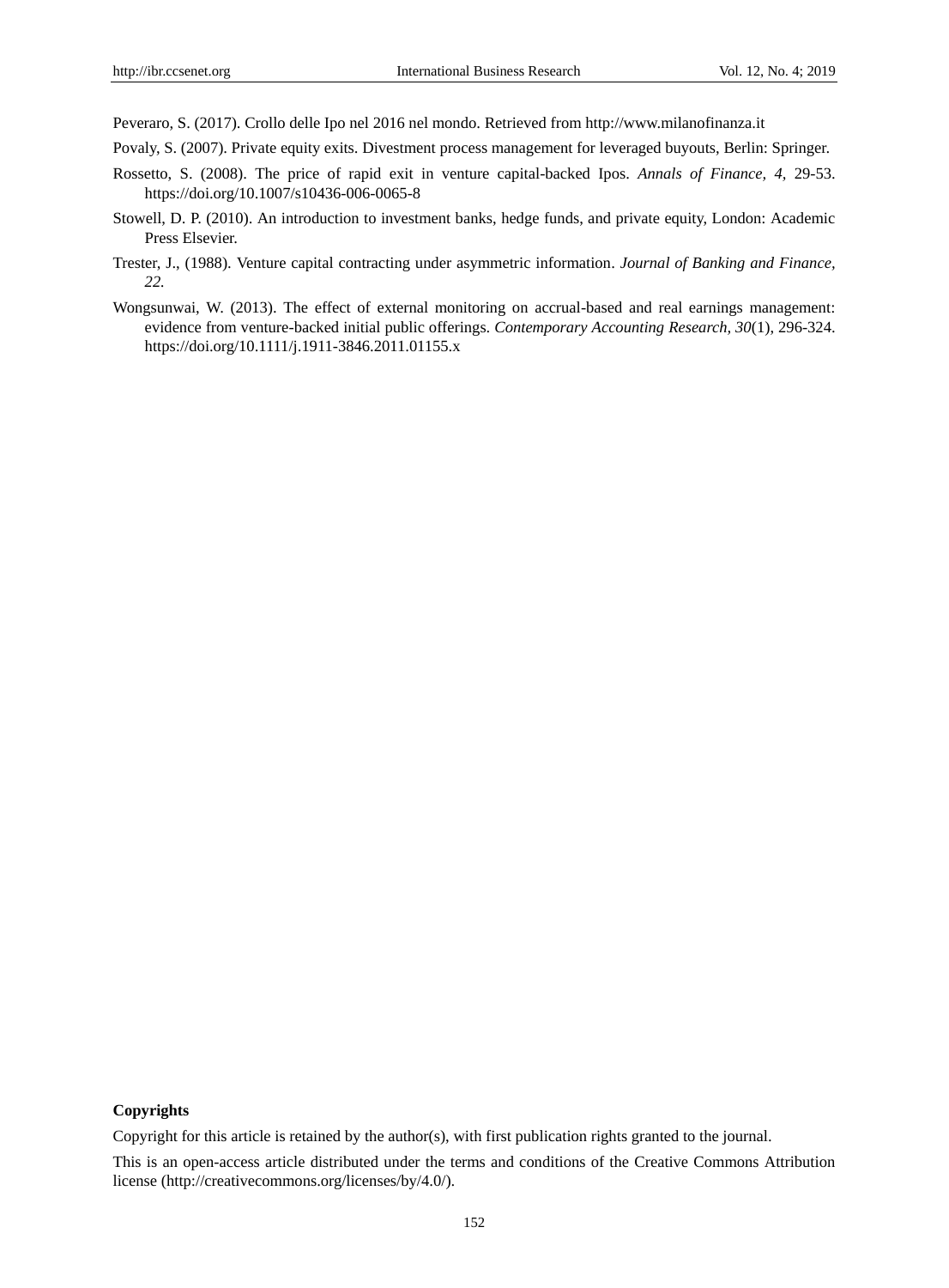Peveraro, S. (2017). Crollo delle Ipo nel 2016 nel mondo. Retrieved from http://www.milanofinanza.it

Povaly, S. (2007). Private equity exits. Divestment process management for leveraged buyouts, Berlin: Springer.

Rossetto, S. (2008). The price of rapid exit in venture capital-backed Ipos. *Annals of Finance, 4,* 29-53. https://doi.org/10.1007/s10436-006-0065-8

Stowell, D. P. (2010). An introduction to investment banks, hedge funds, and private equity, London: Academic Press Elsevier.

Trester, J., (1988). Venture capital contracting under asymmetric information. *Journal of Banking and Finance, 22.*

Wongsunwai, W. (2013). The effect of external monitoring on accrual-based and real earnings management: evidence from venture-backed initial public offerings. *Contemporary Accounting Research, 30*(1), 296-324. https://doi.org/10.1111/j.1911-3846.2011.01155.x

**Copyrights**

Copyright for this article is retained by the author(s), with first publication rights granted to the journal.

This is an open-access article distributed under the terms and conditions of the Creative Commons Attribution license (http://creativecommons.org/licenses/by/4.0/).